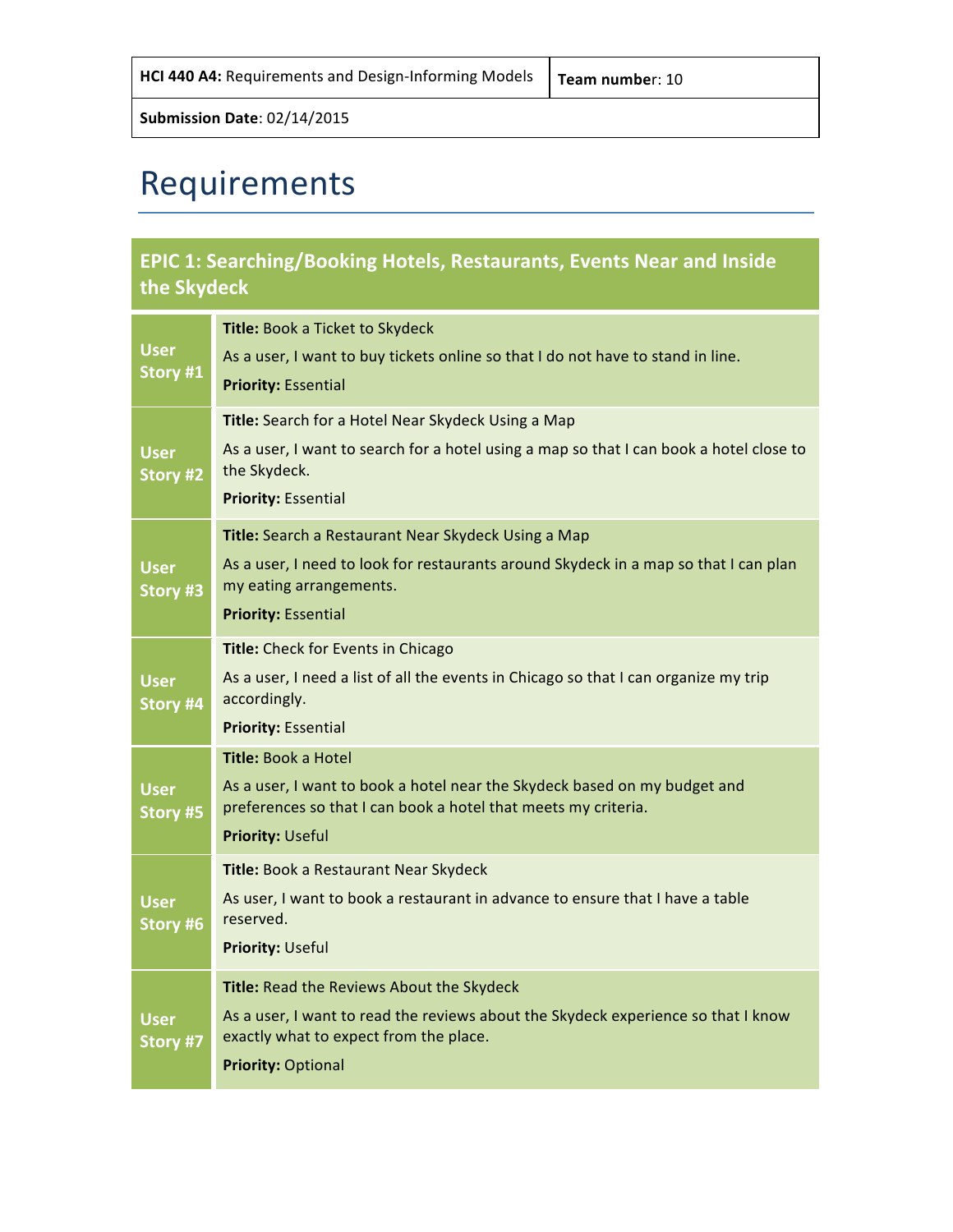| **HCI 440 A4:** Requirements and Design-Informing Models | **Team number**: 10 |
| --- | --- |
| **Submission Date**: 02/14/2015 | |

# Requirements

| **EPIC 1: Searching/Booking Hotels, Restaurants, Events Near and Inside the Skydeck** | |
| --- | --- |
| **User Story #1** | **Title:** Book a Ticket to Skydeck<br>As a user, I want to buy tickets online so that I do not have to stand in line.<br>**Priority:** Essential |
| **User Story #2** | **Title:** Search for a Hotel Near Skydeck Using a Map<br>As a user, I want to search for a hotel using a map so that I can book a hotel close to the Skydeck.<br>**Priority:** Essential |
| **User Story #3** | **Title:** Search a Restaurant Near Skydeck Using a Map<br>As a user, I need to look for restaurants around Skydeck in a map so that I can plan my eating arrangements.<br>**Priority:** Essential |
| **User Story #4** | **Title:** Check for Events in Chicago<br>As a user, I need a list of all the events in Chicago so that I can organize my trip accordingly.<br>**Priority:** Essential |
| **User Story #5** | **Title:** Book a Hotel<br>As a user, I want to book a hotel near the Skydeck based on my budget and preferences so that I can book a hotel that meets my criteria.<br>**Priority:** Useful |
| **User Story #6** | **Title:** Book a Restaurant Near Skydeck<br>As user, I want to book a restaurant in advance to ensure that I have a table reserved.<br>**Priority:** Useful |
| **User Story #7** | **Title:** Read the Reviews About the Skydeck<br>As a user, I want to read the reviews about the Skydeck experience so that I know exactly what to expect from the place.<br>**Priority:** Optional |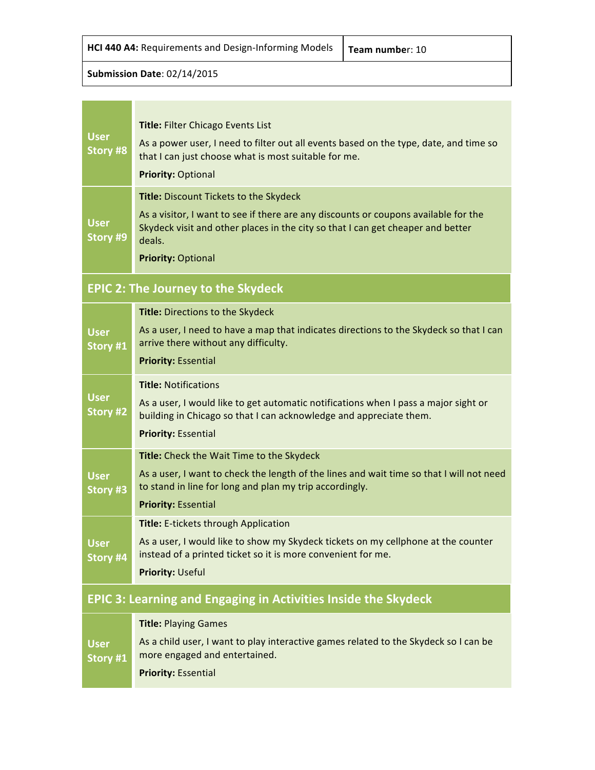| **HCI 440 A4:** Requirements and Design-Informing Models | **Team number**: 10 |
| --- | --- |
| **Submission Date**: 02/14/2015 | |

| | |
| --- | --- |
| **User Story #8** | **Title:** Filter Chicago Events List<br><br>As a power user, I need to filter out all events based on the type, date, and time so that I can just choose what is most suitable for me.<br><br>**Priority:** Optional |
| **User Story #9** | **Title:** Discount Tickets to the Skydeck<br><br>As a visitor, I want to see if there are any discounts or coupons available for the Skydeck visit and other places in the city so that I can get cheaper and better deals.<br><br>**Priority:** Optional |
| **EPIC 2: The Journey to the Skydeck** | |
| **User Story #1** | **Title:** Directions to the Skydeck<br><br>As a user, I need to have a map that indicates directions to the Skydeck so that I can arrive there without any difficulty.<br><br>**Priority:** Essential |
| **User Story #2** | **Title:** Notifications<br><br>As a user, I would like to get automatic notifications when I pass a major sight or building in Chicago so that I can acknowledge and appreciate them.<br><br>**Priority:** Essential |
| **User Story #3** | **Title:** Check the Wait Time to the Skydeck<br><br>As a user, I want to check the length of the lines and wait time so that I will not need to stand in line for long and plan my trip accordingly.<br><br>**Priority:** Essential |
| **User Story #4** | **Title:** E-tickets through Application<br><br>As a user, I would like to show my Skydeck tickets on my cellphone at the counter instead of a printed ticket so it is more convenient for me.<br><br>**Priority:** Useful |
| **EPIC 3: Learning and Engaging in Activities Inside the Skydeck** | |
| **User Story #1** | **Title:** Playing Games<br><br>As a child user, I want to play interactive games related to the Skydeck so I can be more engaged and entertained.<br><br>**Priority:** Essential |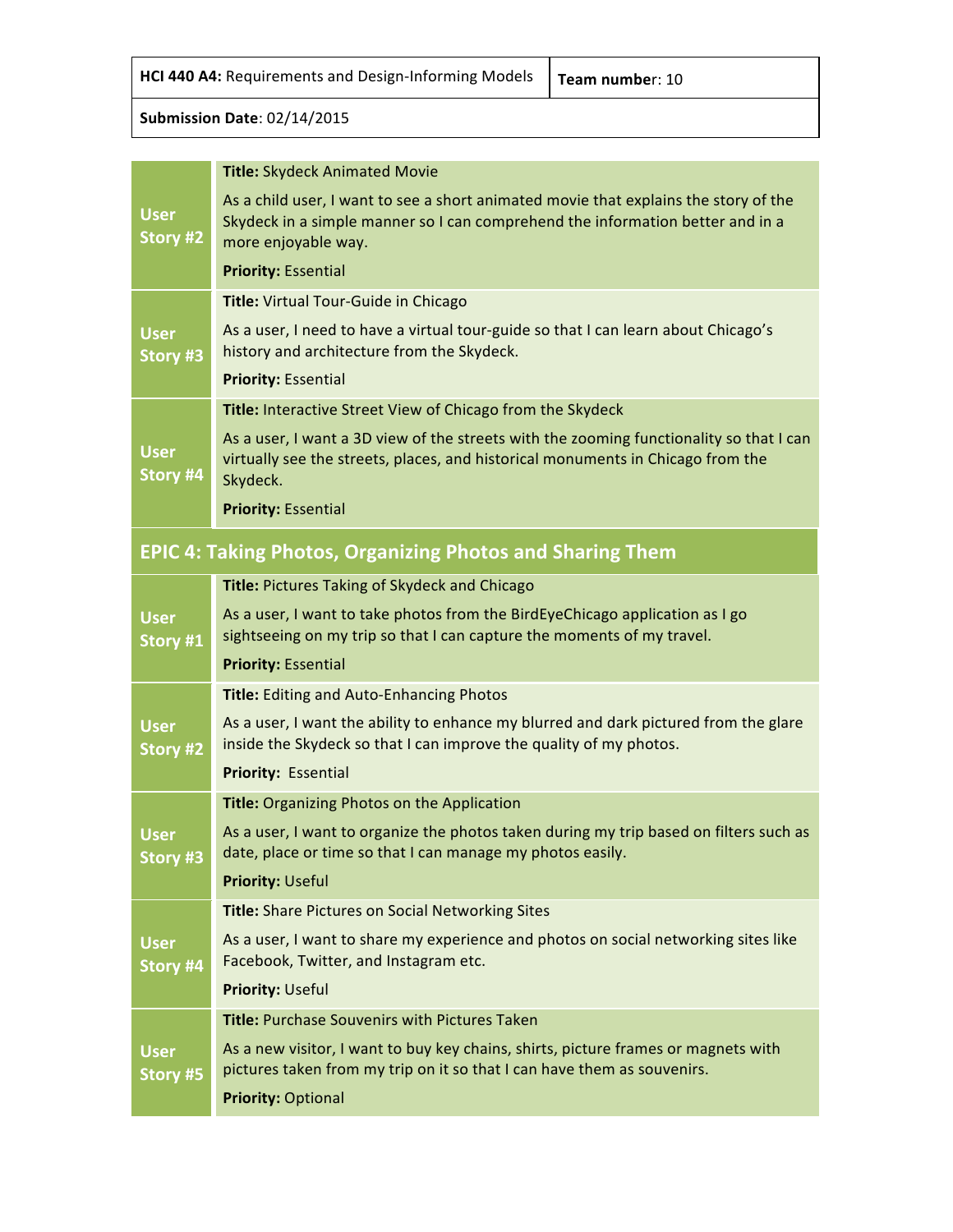| HCI 440 A4: Requirements and Design-Informing Models | Team number: 10 |
| --- | --- |
| Submission Date: 02/14/2015 | |

| | |
| --- | --- |
| **User Story #2** | **Title:** Skydeck Animated Movie<br><br>As a child user, I want to see a short animated movie that explains the story of the Skydeck in a simple manner so I can comprehend the information better and in a more enjoyable way.<br><br>**Priority:** Essential |
| **User Story #3** | **Title:** Virtual Tour-Guide in Chicago<br><br>As a user, I need to have a virtual tour-guide so that I can learn about Chicago's history and architecture from the Skydeck.<br><br>**Priority:** Essential |
| **User Story #4** | **Title:** Interactive Street View of Chicago from the Skydeck<br><br>As a user, I want a 3D view of the streets with the zooming functionality so that I can virtually see the streets, places, and historical monuments in Chicago from the Skydeck.<br><br>**Priority:** Essential |

## EPIC 4: Taking Photos, Organizing Photos and Sharing Them

| | |
| --- | --- |
| **User Story #1** | **Title:** Pictures Taking of Skydeck and Chicago<br><br>As a user, I want to take photos from the BirdEyeChicago application as I go sightseeing on my trip so that I can capture the moments of my travel.<br><br>**Priority:** Essential |
| **User Story #2** | **Title:** Editing and Auto-Enhancing Photos<br><br>As a user, I want the ability to enhance my blurred and dark pictured from the glare inside the Skydeck so that I can improve the quality of my photos.<br><br>**Priority:** Essential |
| **User Story #3** | **Title:** Organizing Photos on the Application<br><br>As a user, I want to organize the photos taken during my trip based on filters such as date, place or time so that I can manage my photos easily.<br><br>**Priority:** Useful |
| **User Story #4** | **Title:** Share Pictures on Social Networking Sites<br><br>As a user, I want to share my experience and photos on social networking sites like Facebook, Twitter, and Instagram etc.<br><br>**Priority:** Useful |
| **User Story #5** | **Title:** Purchase Souvenirs with Pictures Taken<br><br>As a new visitor, I want to buy key chains, shirts, picture frames or magnets with pictures taken from my trip on it so that I can have them as souvenirs.<br><br>**Priority:** Optional |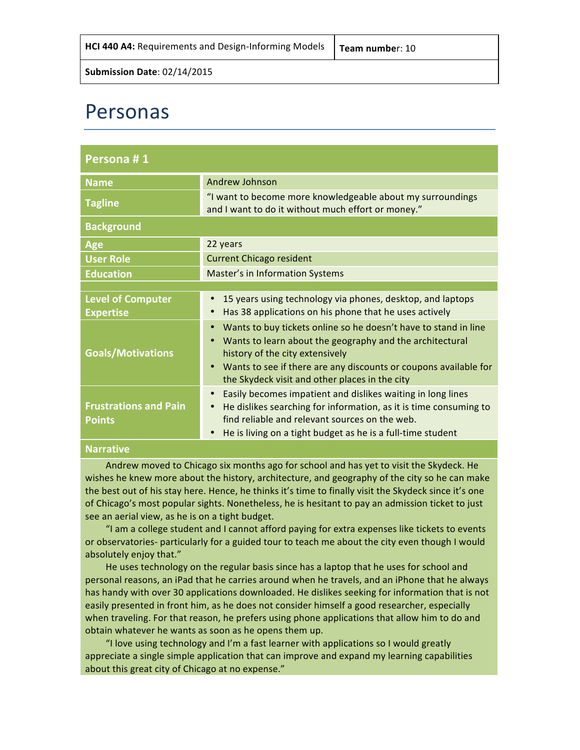| **HCI 440 A4:** Requirements and Design-Informing Models | **Team number**: 10 |
| --- | --- |
| **Submission Date**: 02/14/2015 | |

# Personas

| **Persona # 1** | |
| --- | --- |
| **Name** | Andrew Johnson |
| **Tagline** | "I want to become more knowledgeable about my surroundings and I want to do it without much effort or money." |
| **Background** | |
| **Age** | 22 years |
| **User Role** | Current Chicago resident |
| **Education** | Master's in Information Systems |
| **Level of Computer Expertise** | • 15 years using technology via phones, desktop, and laptops<br>• Has 38 applications on his phone that he uses actively |
| **Goals/Motivations** | • Wants to buy tickets online so he doesn't have to stand in line<br>• Wants to learn about the geography and the architectural history of the city extensively<br>• Wants to see if there are any discounts or coupons available for the Skydeck visit and other places in the city |
| **Frustrations and Pain Points** | • Easily becomes impatient and dislikes waiting in long lines<br>• He dislikes searching for information, as it is time consuming to find reliable and relevant sources on the web.<br>• He is living on a tight budget as he is a full-time student |
| **Narrative** | |

Andrew moved to Chicago six months ago for school and has yet to visit the Skydeck. He wishes he knew more about the history, architecture, and geography of the city so he can make the best out of his stay here. Hence, he thinks it's time to finally visit the Skydeck since it's one of Chicago's most popular sights. Nonetheless, he is hesitant to pay an admission ticket to just see an aerial view, as he is on a tight budget.

"I am a college student and I cannot afford paying for extra expenses like tickets to events or observatories- particularly for a guided tour to teach me about the city even though I would absolutely enjoy that."

He uses technology on the regular basis since has a laptop that he uses for school and personal reasons, an iPad that he carries around when he travels, and an iPhone that he always has handy with over 30 applications downloaded. He dislikes seeking for information that is not easily presented in front him, as he does not consider himself a good researcher, especially when traveling. For that reason, he prefers using phone applications that allow him to do and obtain whatever he wants as soon as he opens them up.

"I love using technology and I'm a fast learner with applications so I would greatly appreciate a single simple application that can improve and expand my learning capabilities about this great city of Chicago at no expense."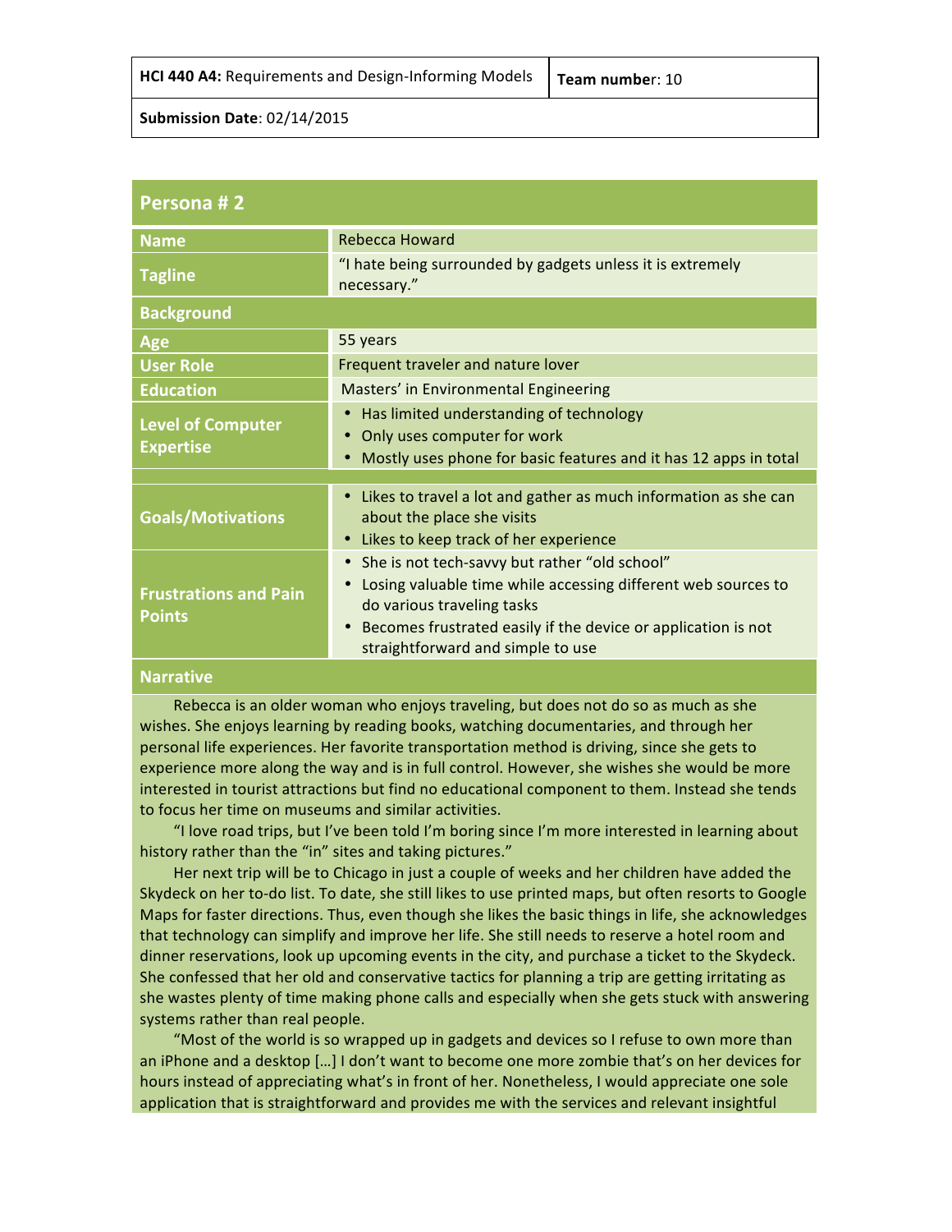| **HCI 440 A4:** Requirements and Design-Informing Models | **Team number**: 10 |
|---|---|
| **Submission Date**: 02/14/2015 | |

| **Persona # 2** | |
|---|---|
| **Name** | Rebecca Howard |
| **Tagline** | "I hate being surrounded by gadgets unless it is extremely necessary." |
| **Background** | |
| **Age** | 55 years |
| **User Role** | Frequent traveler and nature lover |
| **Education** | Masters' in Environmental Engineering |
| **Level of Computer Expertise** | • Has limited understanding of technology<br>• Only uses computer for work<br>• Mostly uses phone for basic features and it has 12 apps in total |
| **Goals/Motivations** | • Likes to travel a lot and gather as much information as she can about the place she visits<br>• Likes to keep track of her experience |
| **Frustrations and Pain Points** | • She is not tech-savvy but rather "old school"<br>• Losing valuable time while accessing different web sources to do various traveling tasks<br>• Becomes frustrated easily if the device or application is not straightforward and simple to use |

**Narrative**

Rebecca is an older woman who enjoys traveling, but does not do so as much as she wishes. She enjoys learning by reading books, watching documentaries, and through her personal life experiences. Her favorite transportation method is driving, since she gets to experience more along the way and is in full control. However, she wishes she would be more interested in tourist attractions but find no educational component to them. Instead she tends to focus her time on museums and similar activities.

"I love road trips, but I've been told I'm boring since I'm more interested in learning about history rather than the "in" sites and taking pictures."

Her next trip will be to Chicago in just a couple of weeks and her children have added the Skydeck on her to-do list. To date, she still likes to use printed maps, but often resorts to Google Maps for faster directions. Thus, even though she likes the basic things in life, she acknowledges that technology can simplify and improve her life. She still needs to reserve a hotel room and dinner reservations, look up upcoming events in the city, and purchase a ticket to the Skydeck. She confessed that her old and conservative tactics for planning a trip are getting irritating as she wastes plenty of time making phone calls and especially when she gets stuck with answering systems rather than real people.

"Most of the world is so wrapped up in gadgets and devices so I refuse to own more than an iPhone and a desktop […] I don't want to become one more zombie that's on her devices for hours instead of appreciating what's in front of her. Nonetheless, I would appreciate one sole application that is straightforward and provides me with the services and relevant insightful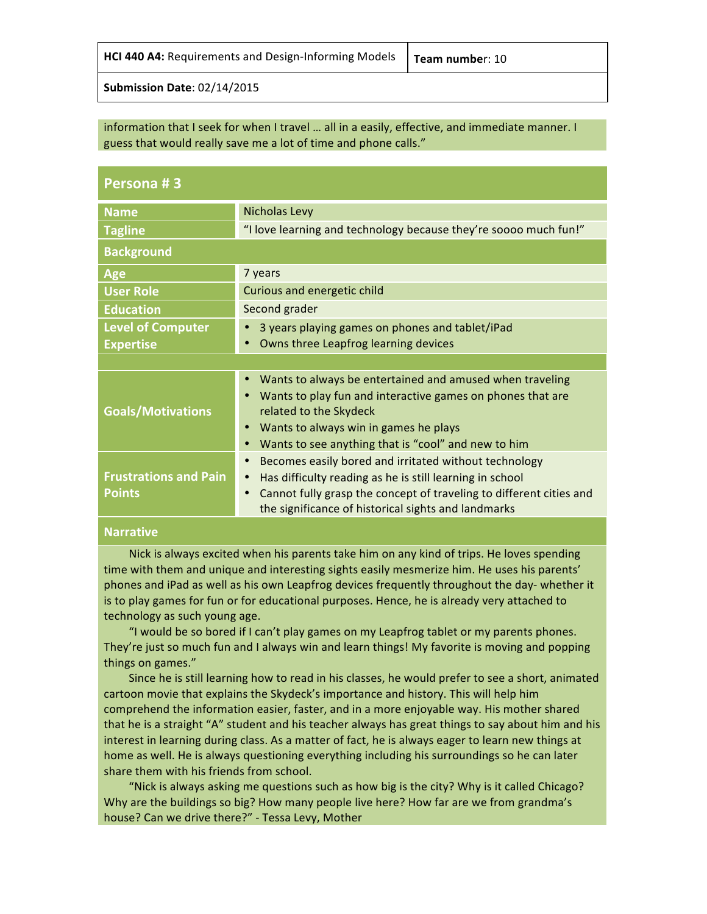information that I seek for when I travel … all in a easily, effective, and immediate manner. I guess that would really save me a lot of time and phone calls."

## Persona # 3

| | |
|---|---|
| **Name** | Nicholas Levy |
| **Tagline** | "I love learning and technology because they're soooo much fun!" |
| **Background** | |
| **Age** | 7 years |
| **User Role** | Curious and energetic child |
| **Education** | Second grader |
| **Level of Computer Expertise** | • 3 years playing games on phones and tablet/iPad<br>• Owns three Leapfrog learning devices |
| | |
| **Goals/Motivations** | • Wants to always be entertained and amused when traveling<br>• Wants to play fun and interactive games on phones that are related to the Skydeck<br>• Wants to always win in games he plays<br>• Wants to see anything that is "cool" and new to him |
| **Frustrations and Pain Points** | • Becomes easily bored and irritated without technology<br>• Has difficulty reading as he is still learning in school<br>• Cannot fully grasp the concept of traveling to different cities and the significance of historical sights and landmarks |

### Narrative

Nick is always excited when his parents take him on any kind of trips. He loves spending time with them and unique and interesting sights easily mesmerize him. He uses his parents' phones and iPad as well as his own Leapfrog devices frequently throughout the day- whether it is to play games for fun or for educational purposes. Hence, he is already very attached to technology as such young age.

"I would be so bored if I can't play games on my Leapfrog tablet or my parents phones. They're just so much fun and I always win and learn things! My favorite is moving and popping things on games."

Since he is still learning how to read in his classes, he would prefer to see a short, animated cartoon movie that explains the Skydeck's importance and history. This will help him comprehend the information easier, faster, and in a more enjoyable way. His mother shared that he is a straight "A" student and his teacher always has great things to say about him and his interest in learning during class. As a matter of fact, he is always eager to learn new things at home as well. He is always questioning everything including his surroundings so he can later share them with his friends from school.

"Nick is always asking me questions such as how big is the city? Why is it called Chicago? Why are the buildings so big? How many people live here? How far are we from grandma's house? Can we drive there?" - Tessa Levy, Mother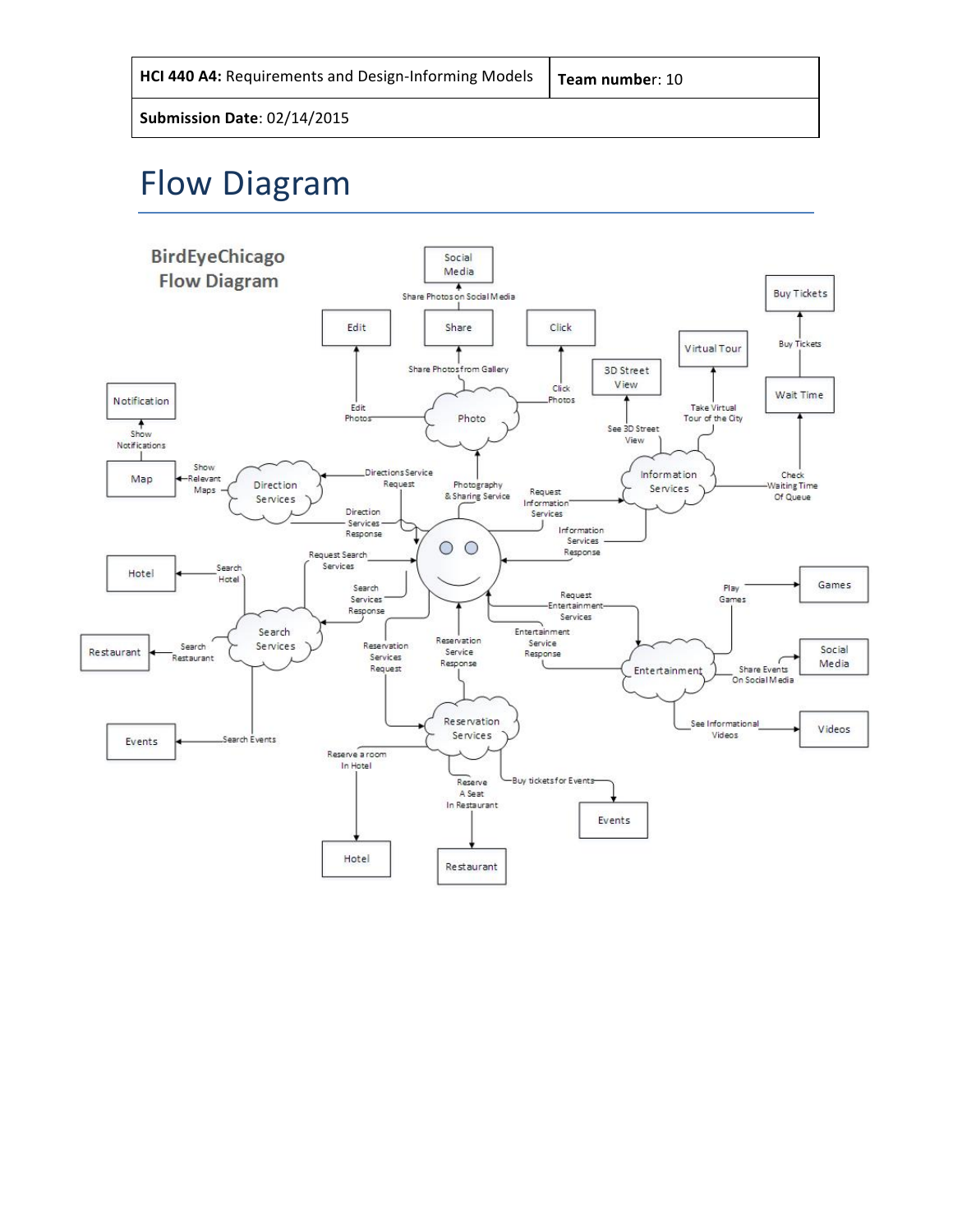# Flow Diagram

**BirdEyeChicago Flow Diagram**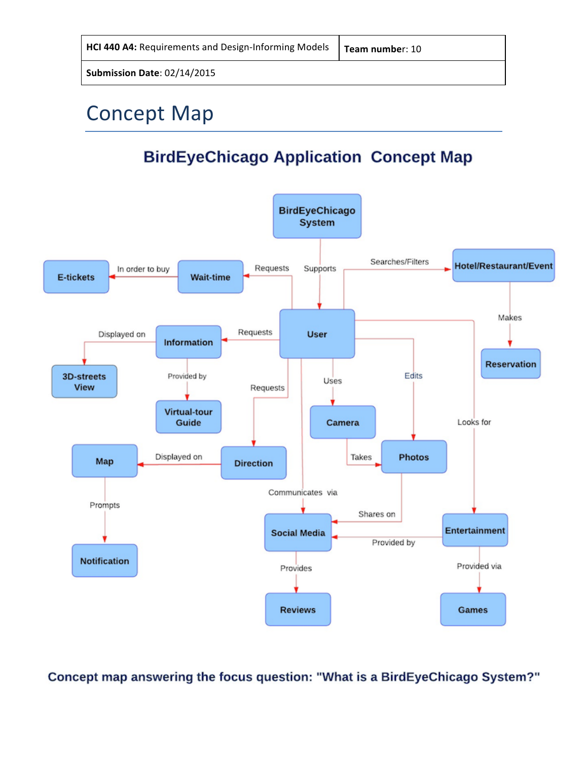# Concept Map

## BirdEyeChicago Application Concept Map

- BirdEyeChicago System — Supports → User
- User — Requests → Wait-time
- Wait-time — In order to buy → E-tickets
- User — Searches/Filters → Hotel/Restaurant/Event
- Hotel/Restaurant/Event — Makes → Reservation
- User — Requests → Information
- Information — Displayed on → 3D-streets View
- Information — Provided by → Virtual-tour Guide
- User — Requests → Direction
- Direction — Displayed on → Map
- Map — Prompts → Notification
- User — Uses → Camera
- Camera — Takes → Photos
- User — Edits → Photos
- Photos — Shares on → Social Media
- User — Communicates via → Social Media
- Social Media — Provides → Reviews
- User — Looks for → Entertainment
- Entertainment — Provided by → Social Media
- Entertainment — Provided via → Games

**Concept map answering the focus question: "What is a BirdEyeChicago System?"**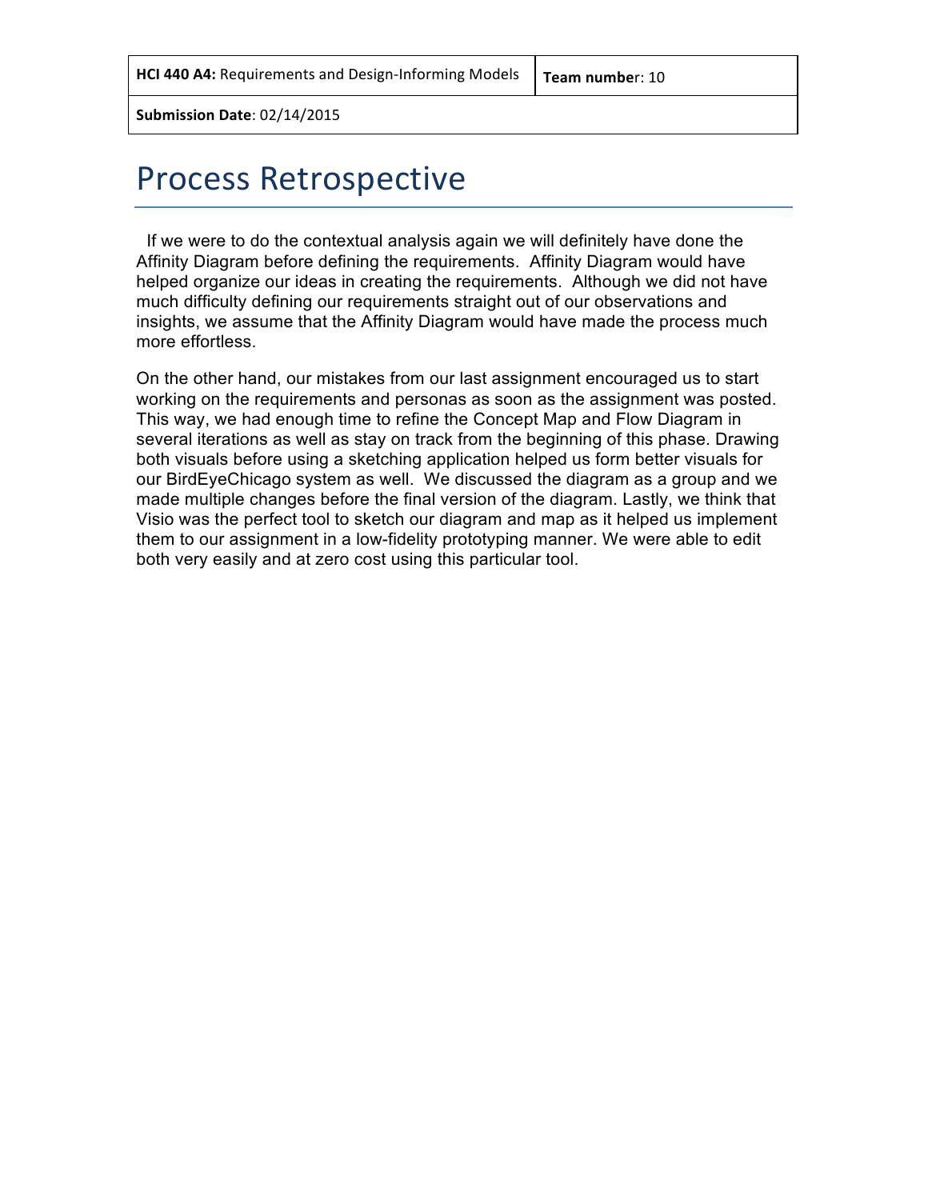| **HCI 440 A4:** Requirements and Design-Informing Models | **Team number**: 10 |
| --- | --- |
| **Submission Date**: 02/14/2015 | |

# Process Retrospective

If we were to do the contextual analysis again we will definitely have done the Affinity Diagram before defining the requirements. Affinity Diagram would have helped organize our ideas in creating the requirements. Although we did not have much difficulty defining our requirements straight out of our observations and insights, we assume that the Affinity Diagram would have made the process much more effortless.

On the other hand, our mistakes from our last assignment encouraged us to start working on the requirements and personas as soon as the assignment was posted. This way, we had enough time to refine the Concept Map and Flow Diagram in several iterations as well as stay on track from the beginning of this phase. Drawing both visuals before using a sketching application helped us form better visuals for our BirdEyeChicago system as well. We discussed the diagram as a group and we made multiple changes before the final version of the diagram. Lastly, we think that Visio was the perfect tool to sketch our diagram and map as it helped us implement them to our assignment in a low-fidelity prototyping manner. We were able to edit both very easily and at zero cost using this particular tool.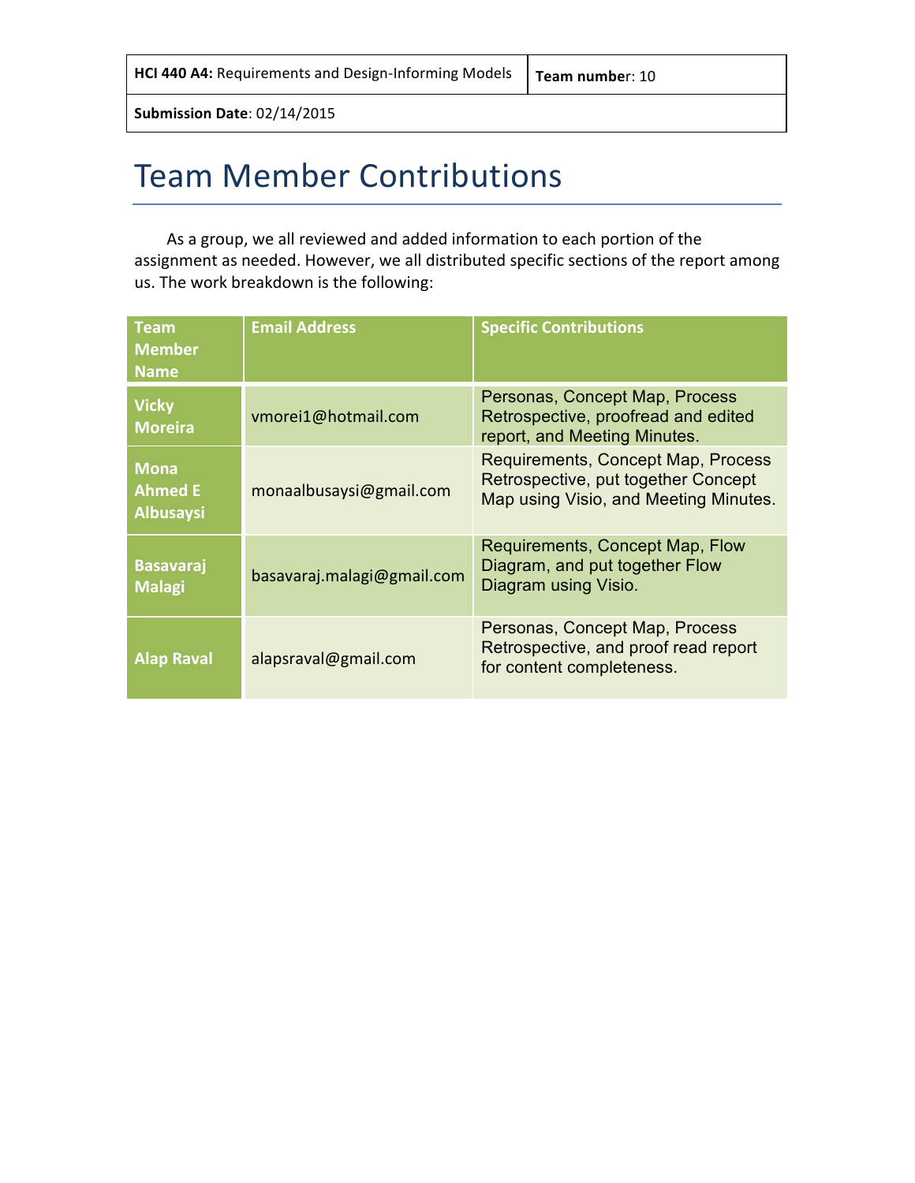| | |
|---|---|
| **HCI 440 A4:** Requirements and Design-Informing Models | **Team number**: 10 |
| **Submission Date**: 02/14/2015 | |

# Team Member Contributions

As a group, we all reviewed and added information to each portion of the assignment as needed. However, we all distributed specific sections of the report among us. The work breakdown is the following:

| Team Member Name | Email Address | Specific Contributions |
|---|---|---|
| **Vicky Moreira** | vmorei1@hotmail.com | Personas, Concept Map, Process Retrospective, proofread and edited report, and Meeting Minutes. |
| **Mona Ahmed E Albusaysi** | monaalbusaysi@gmail.com | Requirements, Concept Map, Process Retrospective, put together Concept Map using Visio, and Meeting Minutes. |
| **Basavaraj Malagi** | basavaraj.malagi@gmail.com | Requirements, Concept Map, Flow Diagram, and put together Flow Diagram using Visio. |
| **Alap Raval** | alapsraval@gmail.com | Personas, Concept Map, Process Retrospective, and proof read report for content completeness. |